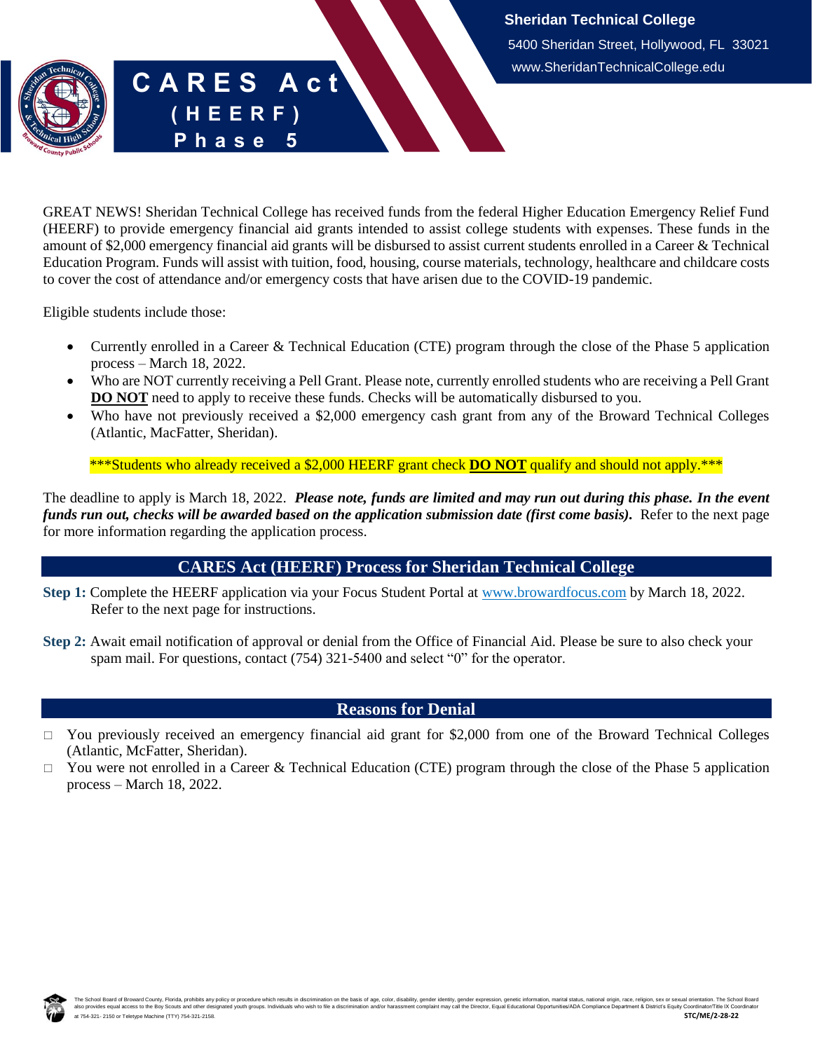Sheridan Technical College
5400 Sheridan Street, Hollywood, FL 33021
www.SheridanTechnicalCollege.edu

# CARES Act (HEERF) Phase 5

GREAT NEWS! Sheridan Technical College has received funds from the federal Higher Education Emergency Relief Fund (HEERF) to provide emergency financial aid grants intended to assist college students with expenses. These funds in the amount of $2,000 emergency financial aid grants will be disbursed to assist current students enrolled in a Career & Technical Education Program. Funds will assist with tuition, food, housing, course materials, technology, healthcare and childcare costs to cover the cost of attendance and/or emergency costs that have arisen due to the COVID-19 pandemic.

Eligible students include those:

- Currently enrolled in a Career & Technical Education (CTE) program through the close of the Phase 5 application process – March 18, 2022.
- Who are NOT currently receiving a Pell Grant. Please note, currently enrolled students who are receiving a Pell Grant **DO NOT** need to apply to receive these funds. Checks will be automatically disbursed to you.
- Who have not previously received a $2,000 emergency cash grant from any of the Broward Technical Colleges (Atlantic, MacFatter, Sheridan).

***Students who already received a $2,000 HEERF grant check **DO NOT** qualify and should not apply.***

The deadline to apply is March 18, 2022. ***Please note, funds are limited and may run out during this phase. In the event funds run out, checks will be awarded based on the application submission date (first come basis).*** Refer to the next page for more information regarding the application process.

## CARES Act (HEERF) Process for Sheridan Technical College

**Step 1:** Complete the HEERF application via your Focus Student Portal at www.browardfocus.com by March 18, 2022. Refer to the next page for instructions.

**Step 2:** Await email notification of approval or denial from the Office of Financial Aid. Please be sure to also check your spam mail. For questions, contact (754) 321-5400 and select "0" for the operator.

## Reasons for Denial

- ☐ You previously received an emergency financial aid grant for $2,000 from one of the Broward Technical Colleges (Atlantic, McFatter, Sheridan).
- ☐ You were not enrolled in a Career & Technical Education (CTE) program through the close of the Phase 5 application process – March 18, 2022.

The School Board of Broward County, Florida, prohibits any policy or procedure which results in discrimination on the basis of age, color, disability, gender identity, gender expression, genetic information, marital status, national origin, race, religion, sex or sexual orientation. The School Board also provides equal access to the Boy Scouts and other designated youth groups. Individuals who wish to file a discrimination and/or harassment complaint may call the Director, Equal Educational Opportunities/ADA Compliance Department & District's Equity Coordinator/Title IX Coordinator at 754-321-2150 or Teletype Machine (TTY) 754-321-2158.

STC/ME/2-28-22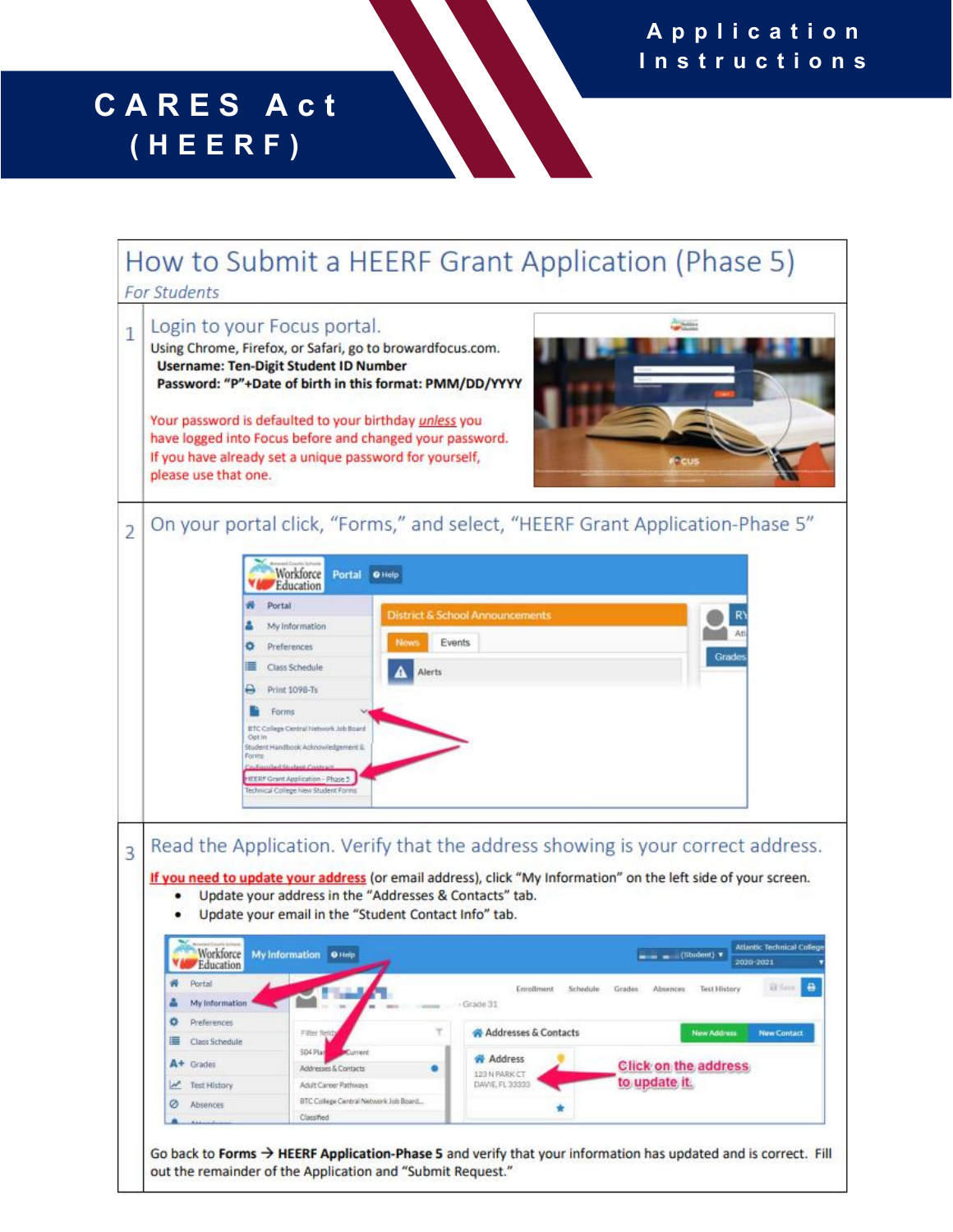# CARES Act (HEERF)

## Application Instructions

## How to Submit a HEERF Grant Application (Phase 5)

*For Students*

### 1 Login to your Focus portal.

Using Chrome, Firefox, or Safari, go to browardfocus.com.

**Username: Ten-Digit Student ID Number**
**Password: "P"+Date of birth in this format: PMM/DD/YYYY**

Your password is defaulted to your birthday *unless* you have logged into Focus before and changed your password. If you have already set a unique password for yourself, please use that one.

### 2 On your portal click, "Forms," and select, "HEERF Grant Application-Phase 5"

### 3 Read the Application. Verify that the address showing is your correct address.

**If you need to update your address** (or email address), click "My Information" on the left side of your screen.

- Update your address in the "Addresses & Contacts" tab.
- Update your email in the "Student Contact Info" tab.

Click on the address to update it.

Go back to **Forms** → **HEERF Application-Phase 5** and verify that your information has updated and is correct. Fill out the remainder of the Application and "Submit Request."